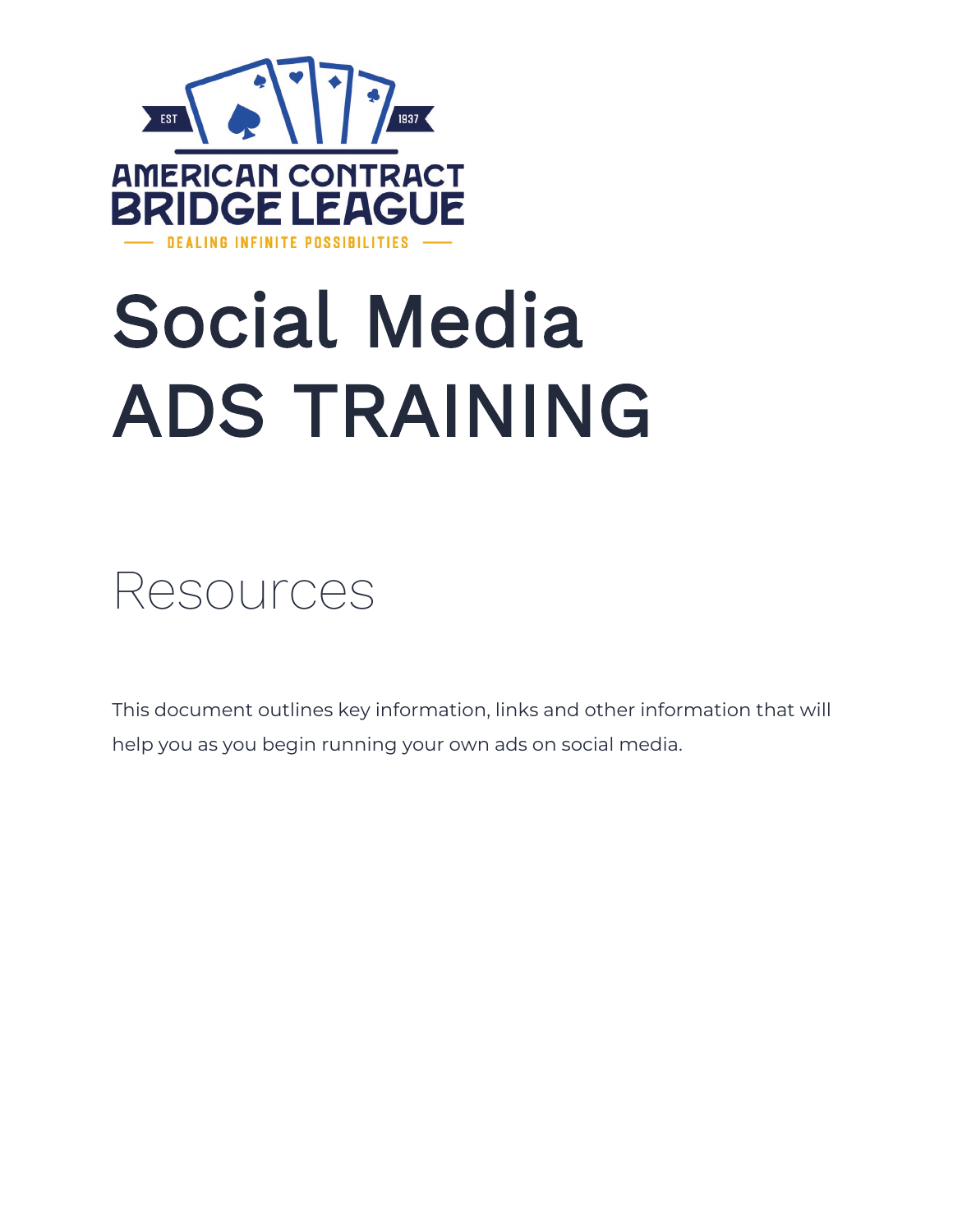AMERICAN CONTRACT BRIDGE LEAGUE

EST 1937

DEALING INFINITE POSSIBILITIES

# Social Media ADS TRAINING

## Resources

This document outlines key information, links and other information that will help you as you begin running your own ads on social media.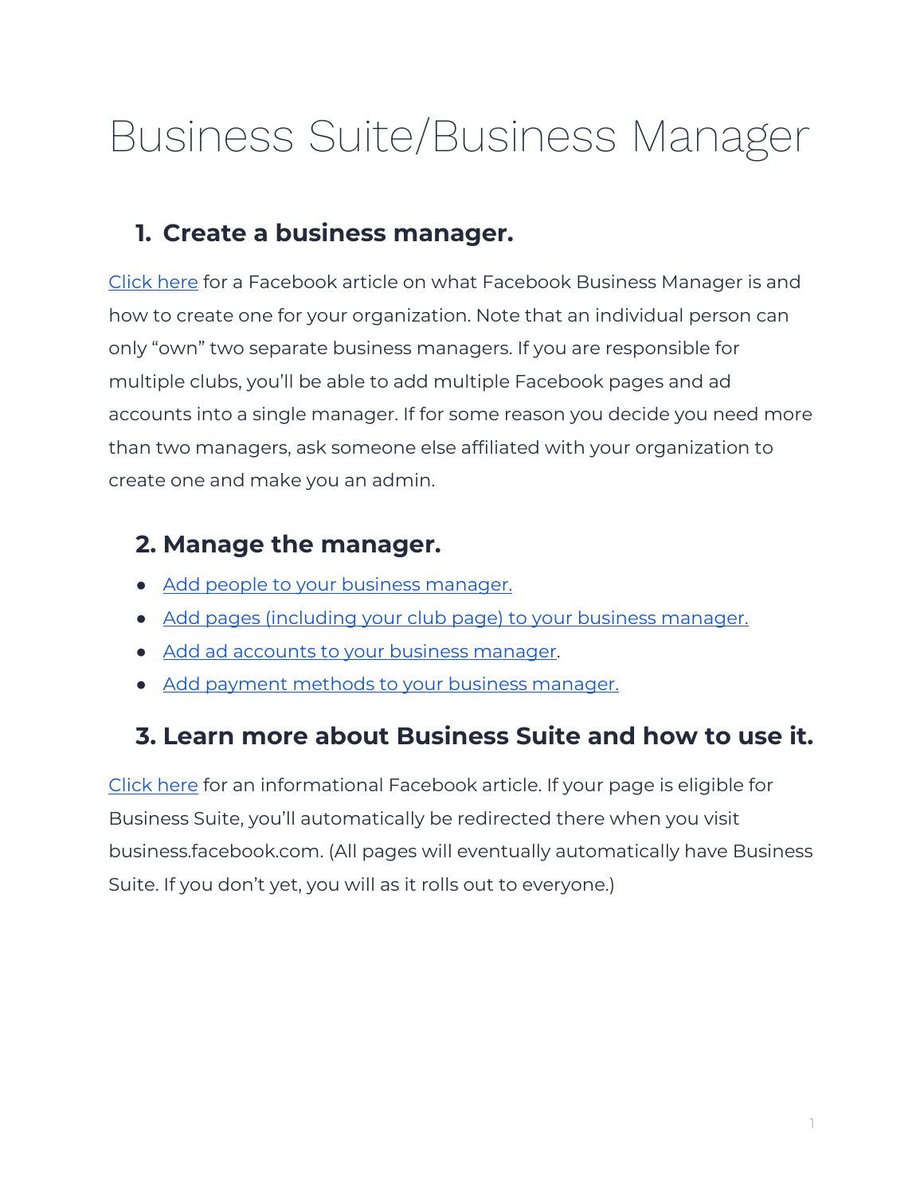# Business Suite/Business Manager

## 1. Create a business manager.

Click here for a Facebook article on what Facebook Business Manager is and how to create one for your organization. Note that an individual person can only "own" two separate business managers. If you are responsible for multiple clubs, you'll be able to add multiple Facebook pages and ad accounts into a single manager. If for some reason you decide you need more than two managers, ask someone else affiliated with your organization to create one and make you an admin.

## 2. Manage the manager.

- Add people to your business manager.
- Add pages (including your club page) to your business manager.
- Add ad accounts to your business manager.
- Add payment methods to your business manager.

## 3. Learn more about Business Suite and how to use it.

Click here for an informational Facebook article. If your page is eligible for Business Suite, you'll automatically be redirected there when you visit business.facebook.com. (All pages will eventually automatically have Business Suite. If you don't yet, you will as it rolls out to everyone.)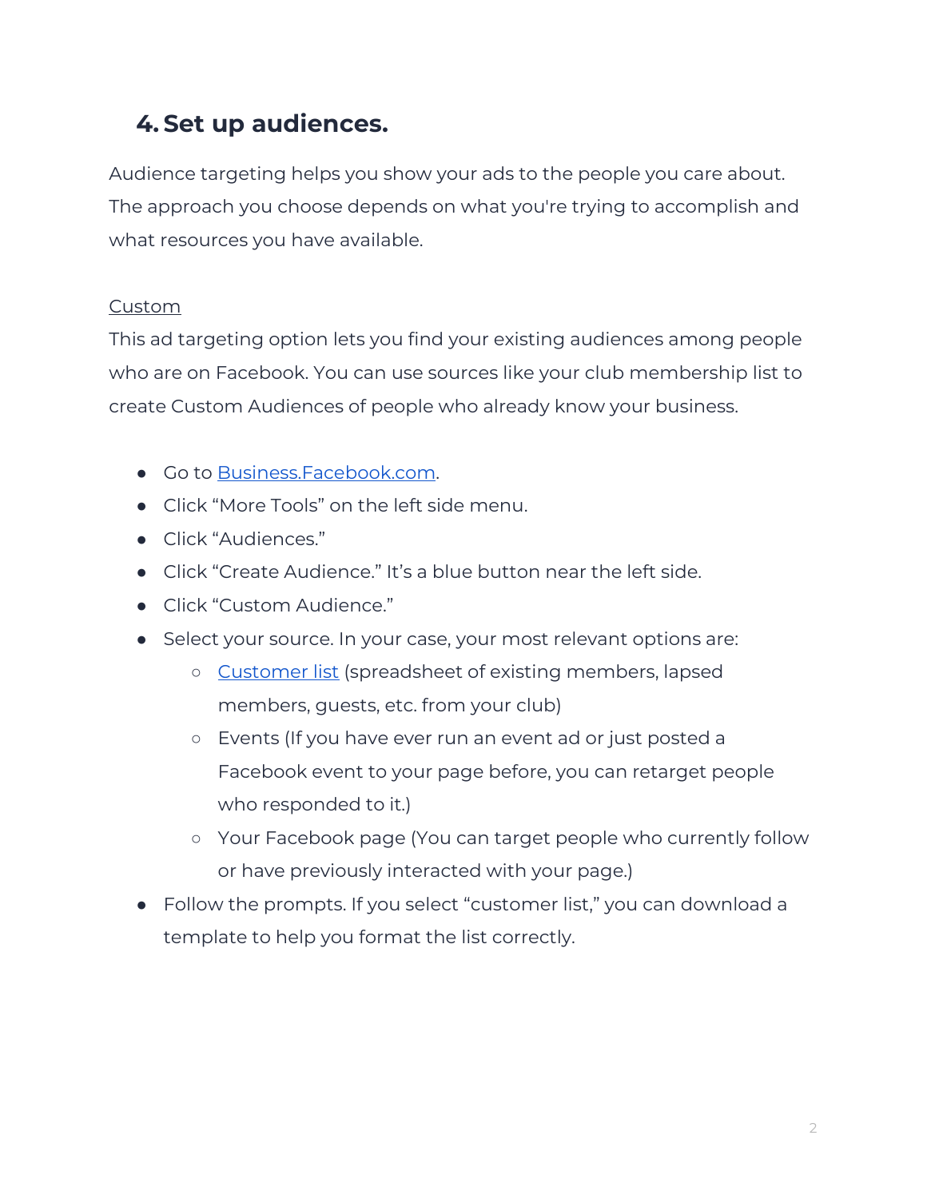## 4. Set up audiences.

Audience targeting helps you show your ads to the people you care about. The approach you choose depends on what you're trying to accomplish and what resources you have available.

Custom

This ad targeting option lets you find your existing audiences among people who are on Facebook. You can use sources like your club membership list to create Custom Audiences of people who already know your business.

- Go to [Business.Facebook.com](Business.Facebook.com).
- Click "More Tools" on the left side menu.
- Click "Audiences."
- Click "Create Audience." It's a blue button near the left side.
- Click "Custom Audience."
- Select your source. In your case, your most relevant options are:
    - Customer list (spreadsheet of existing members, lapsed members, guests, etc. from your club)
    - Events (If you have ever run an event ad or just posted a Facebook event to your page before, you can retarget people who responded to it.)
    - Your Facebook page (You can target people who currently follow or have previously interacted with your page.)
- Follow the prompts. If you select "customer list," you can download a template to help you format the list correctly.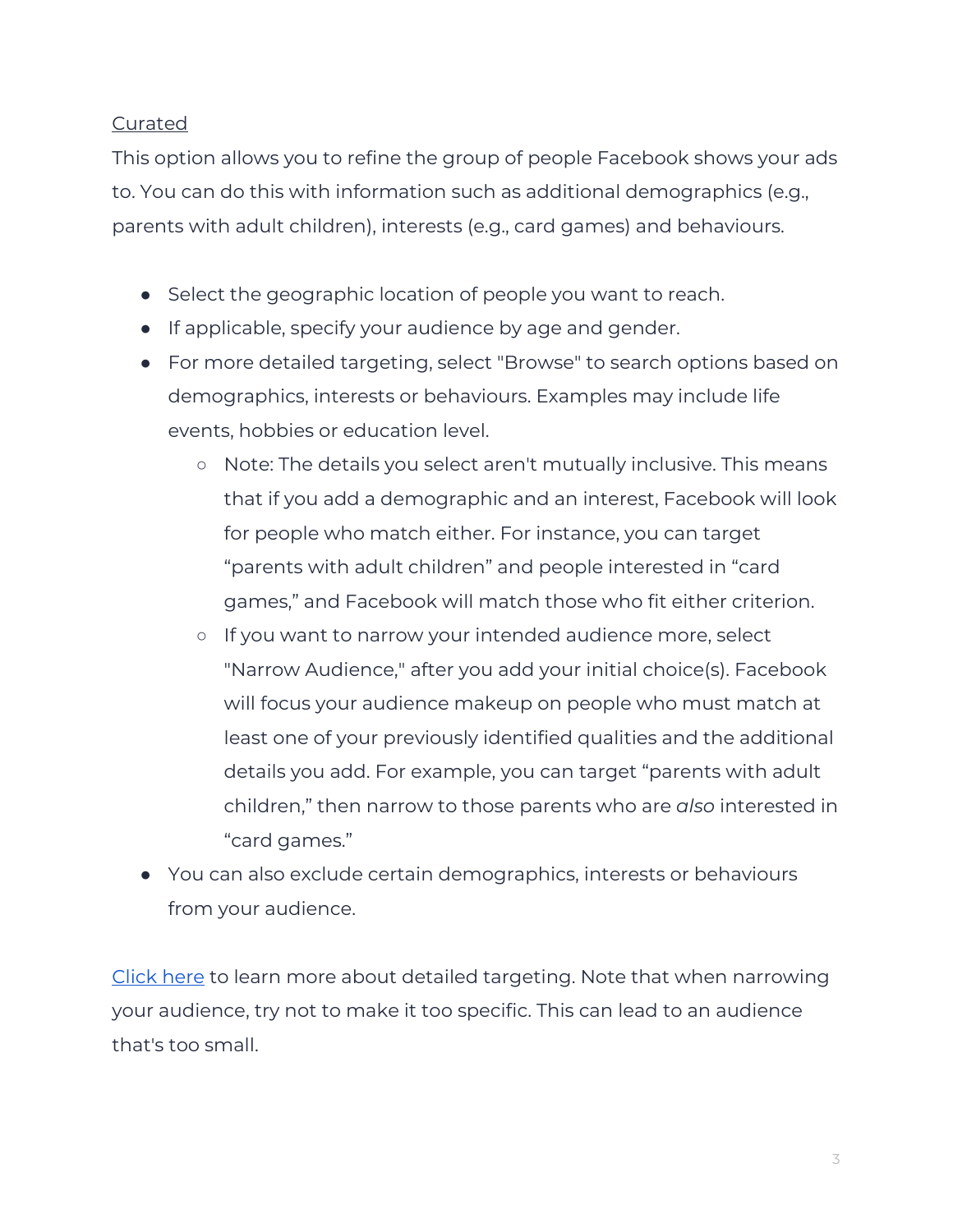Curated

This option allows you to refine the group of people Facebook shows your ads to. You can do this with information such as additional demographics (e.g., parents with adult children), interests (e.g., card games) and behaviours.

- Select the geographic location of people you want to reach.
- If applicable, specify your audience by age and gender.
- For more detailed targeting, select "Browse" to search options based on demographics, interests or behaviours. Examples may include life events, hobbies or education level.
  - Note: The details you select aren't mutually inclusive. This means that if you add a demographic and an interest, Facebook will look for people who match either. For instance, you can target "parents with adult children" and people interested in "card games," and Facebook will match those who fit either criterion.
  - If you want to narrow your intended audience more, select "Narrow Audience," after you add your initial choice(s). Facebook will focus your audience makeup on people who must match at least one of your previously identified qualities and the additional details you add. For example, you can target "parents with adult children," then narrow to those parents who are *also* interested in "card games."
- You can also exclude certain demographics, interests or behaviours from your audience.

Click here to learn more about detailed targeting. Note that when narrowing your audience, try not to make it too specific. This can lead to an audience that's too small.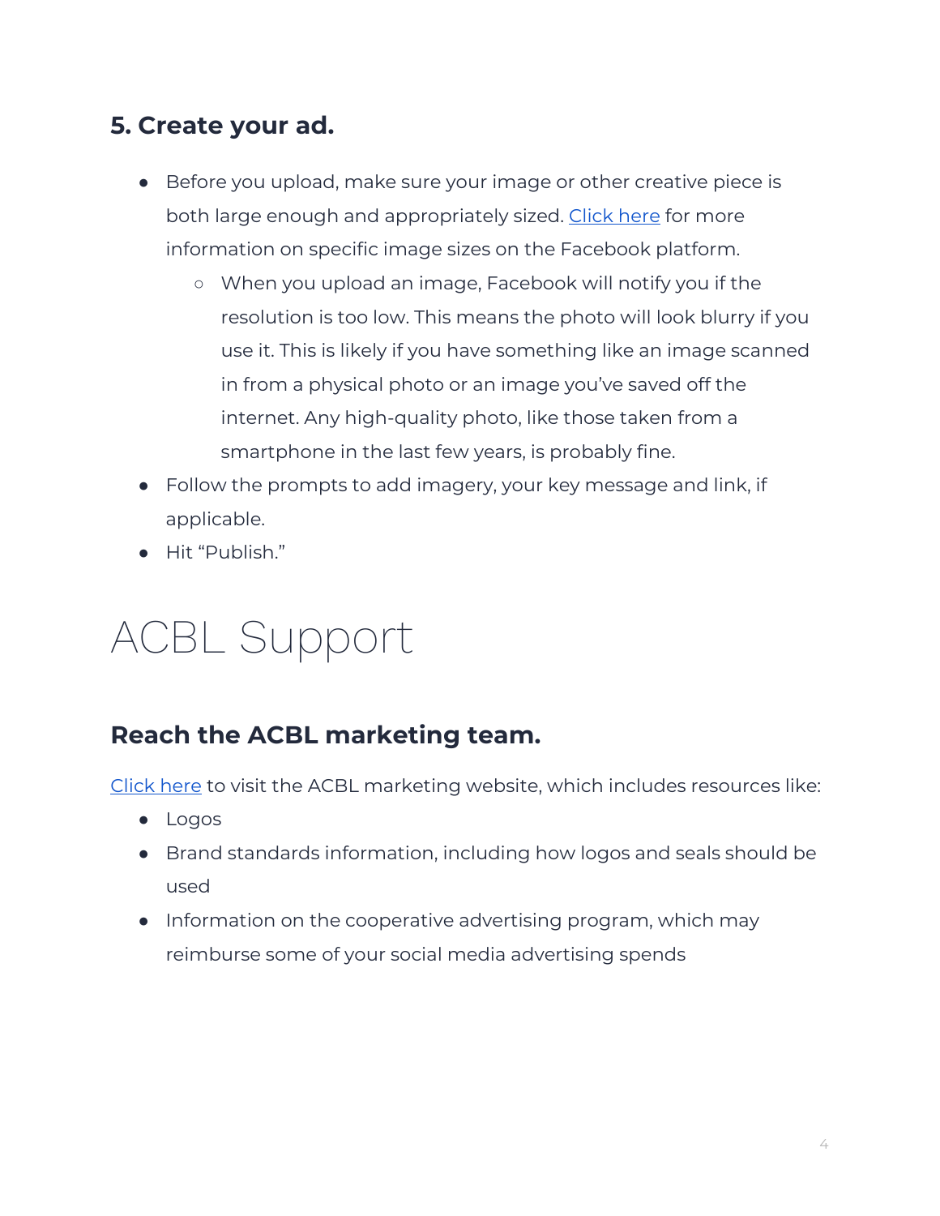### 5. Create your ad.

- Before you upload, make sure your image or other creative piece is both large enough and appropriately sized. Click here for more information on specific image sizes on the Facebook platform.
  - When you upload an image, Facebook will notify you if the resolution is too low. This means the photo will look blurry if you use it. This is likely if you have something like an image scanned in from a physical photo or an image you've saved off the internet. Any high-quality photo, like those taken from a smartphone in the last few years, is probably fine.
- Follow the prompts to add imagery, your key message and link, if applicable.
- Hit "Publish."

# ACBL Support

### Reach the ACBL marketing team.

Click here to visit the ACBL marketing website, which includes resources like:

- Logos
- Brand standards information, including how logos and seals should be used
- Information on the cooperative advertising program, which may reimburse some of your social media advertising spends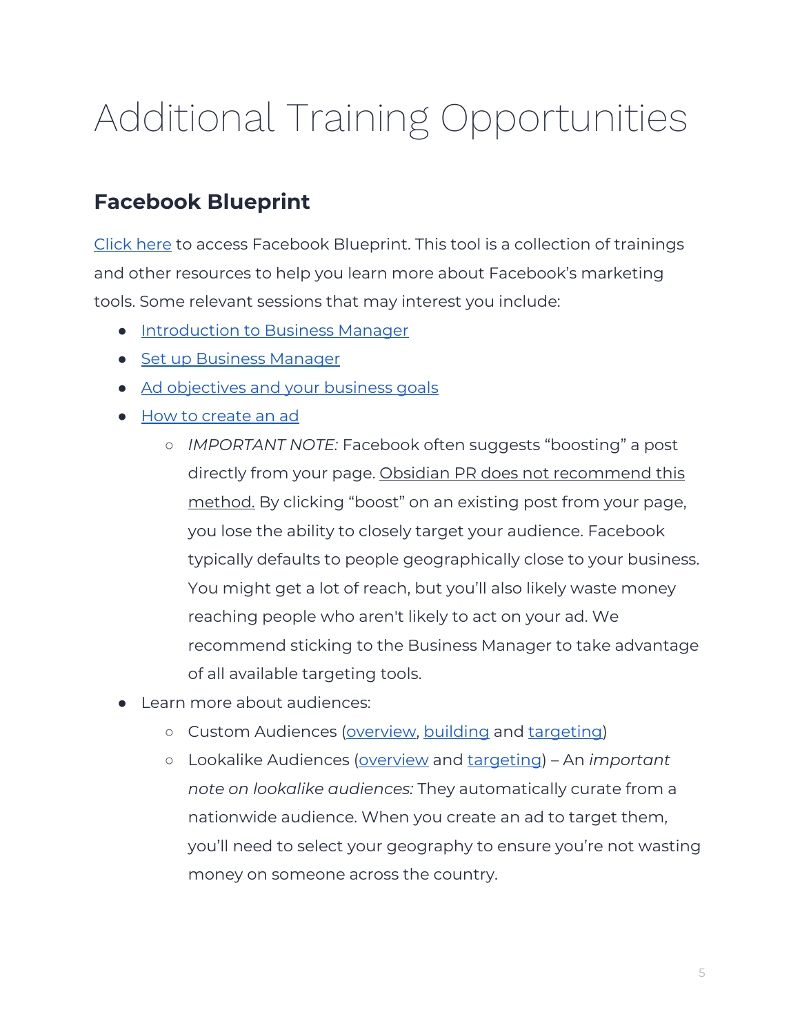# Additional Training Opportunities

## Facebook Blueprint

Click here to access Facebook Blueprint. This tool is a collection of trainings and other resources to help you learn more about Facebook's marketing tools. Some relevant sessions that may interest you include:

- Introduction to Business Manager
- Set up Business Manager
- Ad objectives and your business goals
- How to create an ad
    - *IMPORTANT NOTE:* Facebook often suggests "boosting" a post directly from your page. Obsidian PR does not recommend this method. By clicking "boost" on an existing post from your page, you lose the ability to closely target your audience. Facebook typically defaults to people geographically close to your business. You might get a lot of reach, but you'll also likely waste money reaching people who aren't likely to act on your ad. We recommend sticking to the Business Manager to take advantage of all available targeting tools.
- Learn more about audiences:
    - Custom Audiences (overview, building and targeting)
    - Lookalike Audiences (overview and targeting) – An *important note on lookalike audiences:* They automatically curate from a nationwide audience. When you create an ad to target them, you'll need to select your geography to ensure you're not wasting money on someone across the country.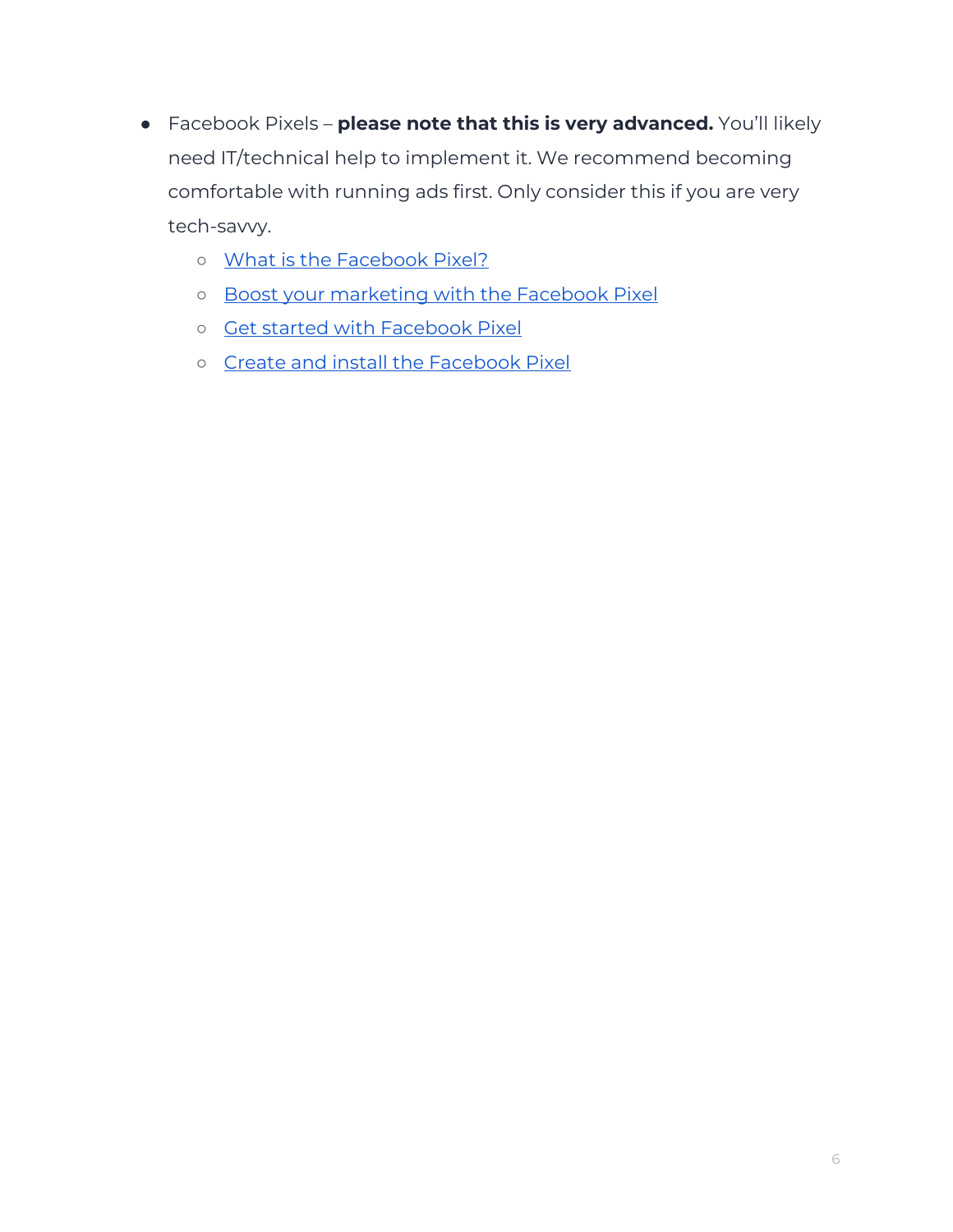- Facebook Pixels – **please note that this is very advanced.** You'll likely need IT/technical help to implement it. We recommend becoming comfortable with running ads first. Only consider this if you are very tech-savvy.
  - What is the Facebook Pixel?
  - Boost your marketing with the Facebook Pixel
  - Get started with Facebook Pixel
  - Create and install the Facebook Pixel